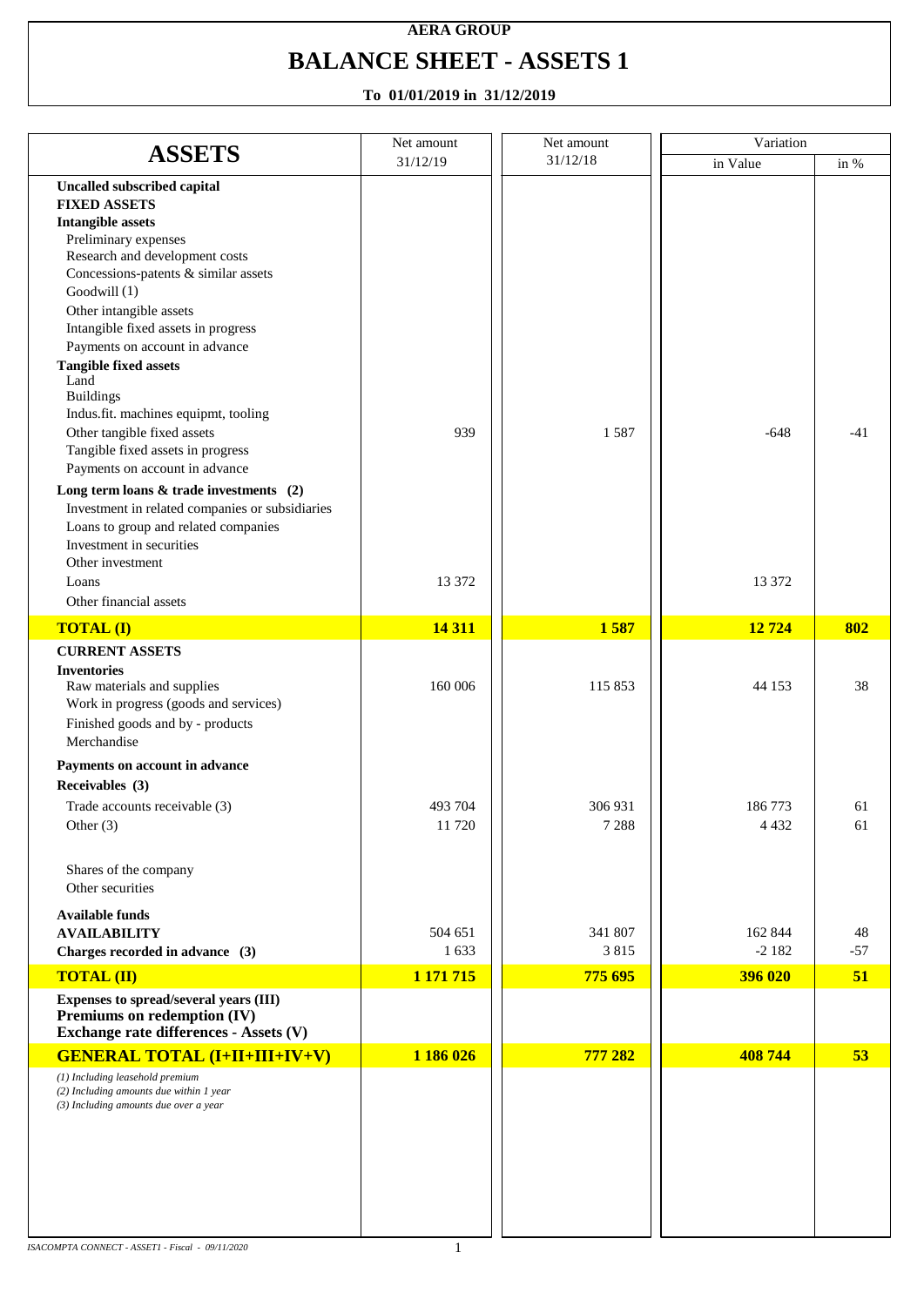**AERA GROUP**

# BALANCE SHEET - ASSETS 1

**To 01/01/2019 in 31/12/2019**

| ASSETS | Net amount 31/12/19 | Net amount 31/12/18 | Variation | |
|---|---|---|---|---|
| | | | in Value | in % |
| **Uncalled subscribed capital** | | | | |
| **FIXED ASSETS** | | | | |
| **Intangible assets** | | | | |
| Preliminary expenses | | | | |
| Research and development costs | | | | |
| Concessions-patents & similar assets | | | | |
| Goodwill (1) | | | | |
| Other intangible assets | | | | |
| Intangible fixed assets in progress | | | | |
| Payments on account in advance | | | | |
| **Tangible fixed assets** | | | | |
| Land | | | | |
| Buildings | | | | |
| Indus.fit. machines equipmt, tooling | | | | |
| Other tangible fixed assets | 939 | 1 587 | -648 | -41 |
| Tangible fixed assets in progress | | | | |
| Payments on account in advance | | | | |
| **Long term loans & trade investments (2)** | | | | |
| Investment in related companies or subsidiaries | | | | |
| Loans to group and related companies | | | | |
| Investment in securities | | | | |
| Other investment | | | | |
| Loans | 13 372 | | 13 372 | |
| Other financial assets | | | | |
| **TOTAL (I)** | **14 311** | **1 587** | **12 724** | **802** |
| **CURRENT ASSETS** | | | | |
| **Inventories** | | | | |
| Raw materials and supplies | 160 006 | 115 853 | 44 153 | 38 |
| Work in progress (goods and services) | | | | |
| Finished goods and by - products | | | | |
| Merchandise | | | | |
| **Payments on account in advance** | | | | |
| **Receivables (3)** | | | | |
| Trade accounts receivable (3) | 493 704 | 306 931 | 186 773 | 61 |
| Other (3) | 11 720 | 7 288 | 4 432 | 61 |
| Shares of the company | | | | |
| Other securities | | | | |
| **Available funds** | | | | |
| **AVAILABILITY** | 504 651 | 341 807 | 162 844 | 48 |
| **Charges recorded in advance (3)** | 1 633 | 3 815 | -2 182 | -57 |
| **TOTAL (II)** | **1 171 715** | **775 695** | **396 020** | **51** |
| **Expenses to spread/several years (III)** | | | | |
| **Premiums on redemption (IV)** | | | | |
| **Exchange rate differences - Assets (V)** | | | | |
| **GENERAL TOTAL (I+II+III+IV+V)** | **1 186 026** | **777 282** | **408 744** | **53** |

*(1) Including leasehold premium*
*(2) Including amounts due within 1 year*
*(3) Including amounts due over a year*

*ISACOMPTA CONNECT - ASSET1 - Fiscal - 09/11/2020*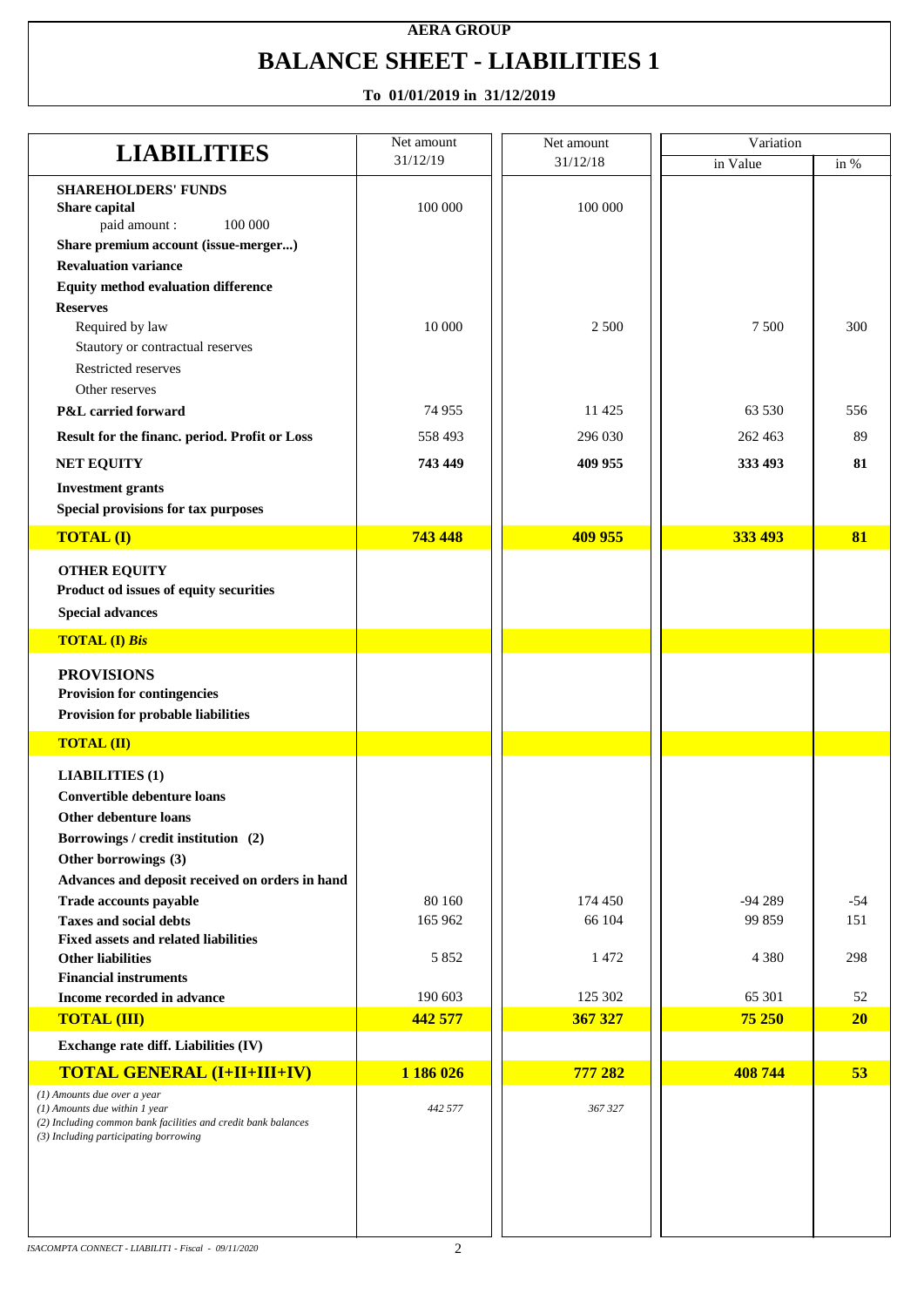**AERA GROUP**

# BALANCE SHEET - LIABILITIES 1

**To 01/01/2019 in 31/12/2019**

| LIABILITIES | Net amount 31/12/19 | Net amount 31/12/18 | Variation | |
|---|---|---|---|---|
| | | | in Value | in % |
| **SHAREHOLDERS' FUNDS** | | | | |
| **Share capital** | 100 000 | 100 000 | | |
| paid amount : 100 000 | | | | |
| **Share premium account (issue-merger...)** | | | | |
| **Revaluation variance** | | | | |
| **Equity method evaluation difference** | | | | |
| **Reserves** | | | | |
| Required by law | 10 000 | 2 500 | 7 500 | 300 |
| Stautory or contractual reserves | | | | |
| Restricted reserves | | | | |
| Other reserves | | | | |
| **P&L carried forward** | 74 955 | 11 425 | 63 530 | 556 |
| **Result for the financ. period. Profit or Loss** | 558 493 | 296 030 | 262 463 | 89 |
| **NET EQUITY** | **743 449** | **409 955** | **333 493** | **81** |
| **Investment grants** | | | | |
| **Special provisions for tax purposes** | | | | |
| **TOTAL (I)** | **743 448** | **409 955** | **333 493** | **81** |
| **OTHER EQUITY** | | | | |
| **Product od issues of equity securities** | | | | |
| **Special advances** | | | | |
| **TOTAL (I) *Bis*** | | | | |
| **PROVISIONS** | | | | |
| **Provision for contingencies** | | | | |
| **Provision for probable liabilities** | | | | |
| **TOTAL (II)** | | | | |
| **LIABILITIES (1)** | | | | |
| **Convertible debenture loans** | | | | |
| **Other debenture loans** | | | | |
| **Borrowings / credit institution (2)** | | | | |
| **Other borrowings (3)** | | | | |
| **Advances and deposit received on orders in hand** | | | | |
| **Trade accounts payable** | 80 160 | 174 450 | -94 289 | -54 |
| **Taxes and social debts** | 165 962 | 66 104 | 99 859 | 151 |
| **Fixed assets and related liabilities** | | | | |
| **Other liabilities** | 5 852 | 1 472 | 4 380 | 298 |
| **Financial instruments** | | | | |
| **Income recorded in advance** | 190 603 | 125 302 | 65 301 | 52 |
| **TOTAL (III)** | **442 577** | **367 327** | **75 250** | **20** |
| **Exchange rate diff. Liabilities (IV)** | | | | |
| **TOTAL GENERAL (I+II+III+IV)** | **1 186 026** | **777 282** | **408 744** | **53** |
| *(1) Amounts due over a year* | | | | |
| *(1) Amounts due within 1 year* | *442 577* | *367 327* | | |
| *(2) Including common bank facilities and credit bank balances* | | | | |
| *(3) Including participating borrowing* | | | | |

*ISACOMPTA CONNECT - LIABILIT1 - Fiscal - 09/11/2020*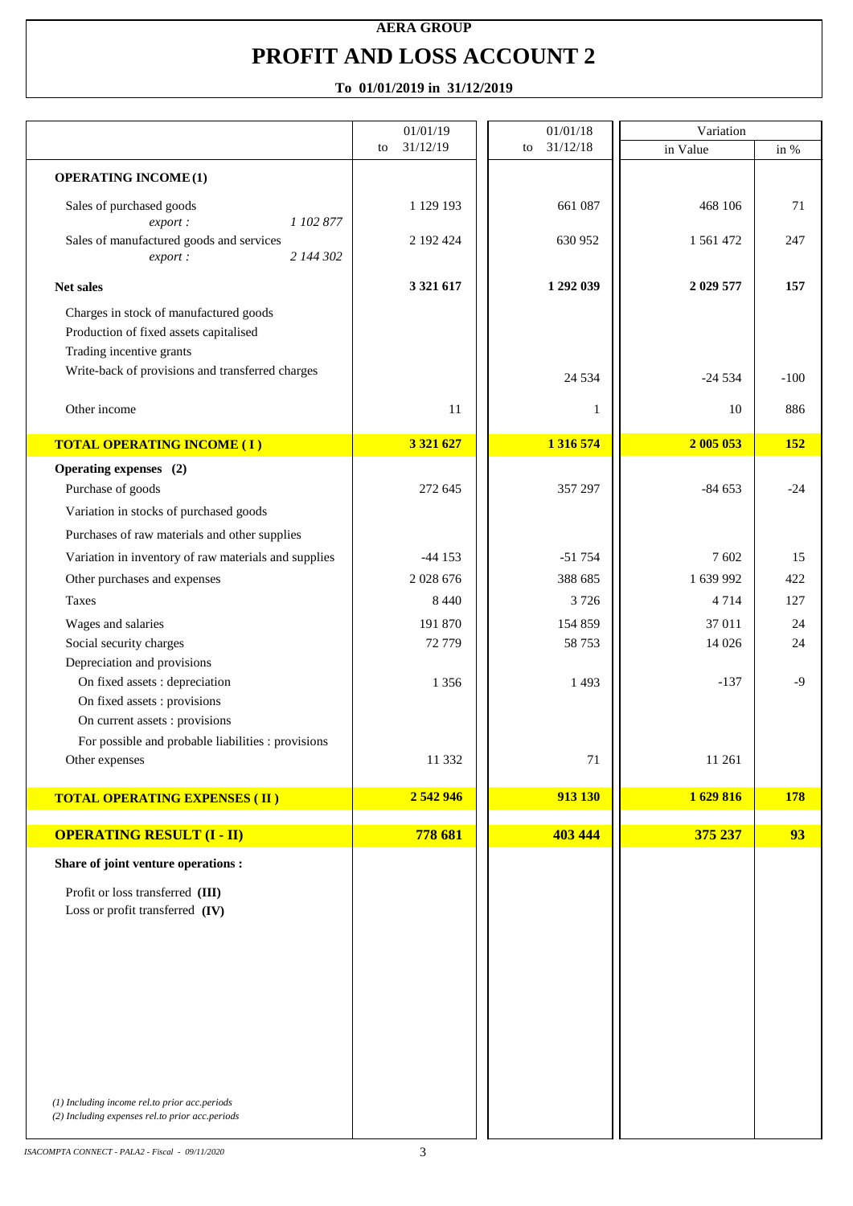**AERA GROUP**

# PROFIT AND LOSS ACCOUNT 2

**To 01/01/2019 in 31/12/2019**

| | 01/01/19 to 31/12/19 | 01/01/18 to 31/12/18 | Variation | |
|---|---|---|---|---|
| | | | in Value | in % |
| **OPERATING INCOME (1)** | | | | |
| Sales of purchased goods | 1 129 193 | 661 087 | 468 106 | 71 |
| *export :* *1 102 877* | | | | |
| Sales of manufactured goods and services | 2 192 424 | 630 952 | 1 561 472 | 247 |
| *export :* *2 144 302* | | | | |
| **Net sales** | **3 321 617** | **1 292 039** | **2 029 577** | **157** |
| Charges in stock of manufactured goods | | | | |
| Production of fixed assets capitalised | | | | |
| Trading incentive grants | | | | |
| Write-back of provisions and transferred charges | | 24 534 | -24 534 | -100 |
| Other income | 11 | 1 | 10 | 886 |
| **TOTAL OPERATING INCOME ( I )** | **3 321 627** | **1 316 574** | **2 005 053** | **152** |
| **Operating expenses (2)** | | | | |
| Purchase of goods | 272 645 | 357 297 | -84 653 | -24 |
| Variation in stocks of purchased goods | | | | |
| Purchases of raw materials and other supplies | | | | |
| Variation in inventory of raw materials and supplies | -44 153 | -51 754 | 7 602 | 15 |
| Other purchases and expenses | 2 028 676 | 388 685 | 1 639 992 | 422 |
| Taxes | 8 440 | 3 726 | 4 714 | 127 |
| Wages and salaries | 191 870 | 154 859 | 37 011 | 24 |
| Social security charges | 72 779 | 58 753 | 14 026 | 24 |
| Depreciation and provisions | | | | |
| On fixed assets : depreciation | 1 356 | 1 493 | -137 | -9 |
| On fixed assets : provisions | | | | |
| On current assets : provisions | | | | |
| For possible and probable liabilities : provisions | | | | |
| Other expenses | 11 332 | 71 | 11 261 | |
| **TOTAL OPERATING EXPENSES ( II )** | **2 542 946** | **913 130** | **1 629 816** | **178** |
| **OPERATING RESULT (I - II)** | **778 681** | **403 444** | **375 237** | **93** |
| **Share of joint venture operations :** | | | | |
| Profit or loss transferred **(III)** | | | | |
| Loss or profit transferred **(IV)** | | | | |

*(1) Including income rel.to prior acc.periods*
*(2) Including expenses rel.to prior acc.periods*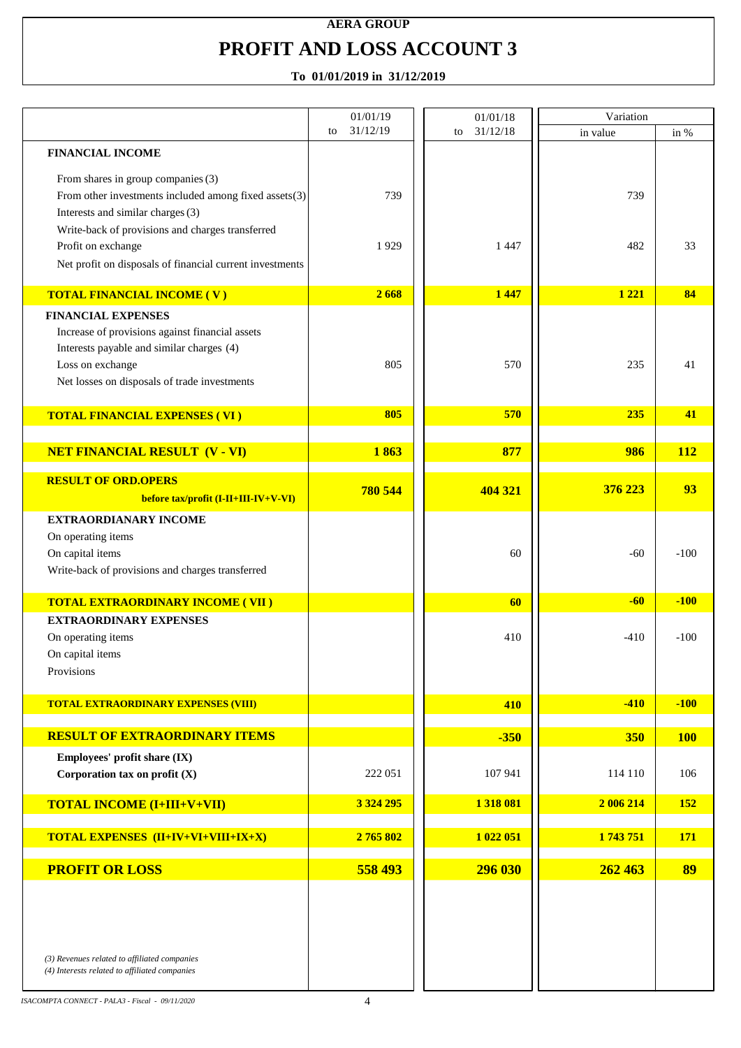**AERA GROUP**

# PROFIT AND LOSS ACCOUNT 3

**To 01/01/2019 in 31/12/2019**

| | 01/01/19 to 31/12/19 | 01/01/18 to 31/12/18 | Variation in value | Variation in % |
|---|---|---|---|---|
| **FINANCIAL INCOME** | | | | |
| From shares in group companies (3) | | | | |
| From other investments included among fixed assets(3) | 739 | | 739 | |
| Interests and similar charges (3) | | | | |
| Write-back of provisions and charges transferred | | | | |
| Profit on exchange | 1 929 | 1 447 | 482 | 33 |
| Net profit on disposals of financial current investments | | | | |
| **TOTAL FINANCIAL INCOME ( V )** | **2 668** | **1 447** | **1 221** | **84** |
| **FINANCIAL EXPENSES** | | | | |
| Increase of provisions against financial assets | | | | |
| Interests payable and similar charges (4) | | | | |
| Loss on exchange | 805 | 570 | 235 | 41 |
| Net losses on disposals of trade investments | | | | |
| **TOTAL FINANCIAL EXPENSES ( VI )** | **805** | **570** | **235** | **41** |
| **NET FINANCIAL RESULT (V - VI)** | **1 863** | **877** | **986** | **112** |
| **RESULT OF ORD.OPERS before tax/profit (I-II+III-IV+V-VI)** | **780 544** | **404 321** | **376 223** | **93** |
| **EXTRAORDIANARY INCOME** | | | | |
| On operating items | | | | |
| On capital items | | 60 | -60 | -100 |
| Write-back of provisions and charges transferred | | | | |
| **TOTAL EXTRAORDINARY INCOME ( VII )** | | **60** | **-60** | **-100** |
| **EXTRAORDINARY EXPENSES** | | | | |
| On operating items | | 410 | -410 | -100 |
| On capital items | | | | |
| Provisions | | | | |
| **TOTAL EXTRAORDINARY EXPENSES (VIII)** | | **410** | **-410** | **-100** |
| **RESULT OF EXTRAORDINARY ITEMS** | | **-350** | **350** | **100** |
| **Employees' profit share (IX)** | | | | |
| **Corporation tax on profit (X)** | 222 051 | 107 941 | 114 110 | 106 |
| **TOTAL INCOME (I+III+V+VII)** | **3 324 295** | **1 318 081** | **2 006 214** | **152** |
| **TOTAL EXPENSES (II+IV+VI+VIII+IX+X)** | **2 765 802** | **1 022 051** | **1 743 751** | **171** |
| **PROFIT OR LOSS** | **558 493** | **296 030** | **262 463** | **89** |

*(3) Revenues related to affiliated companies*
*(4) Interests related to affiliated companies*

*ISACOMPTA CONNECT - PALA3 - Fiscal - 09/11/2020*